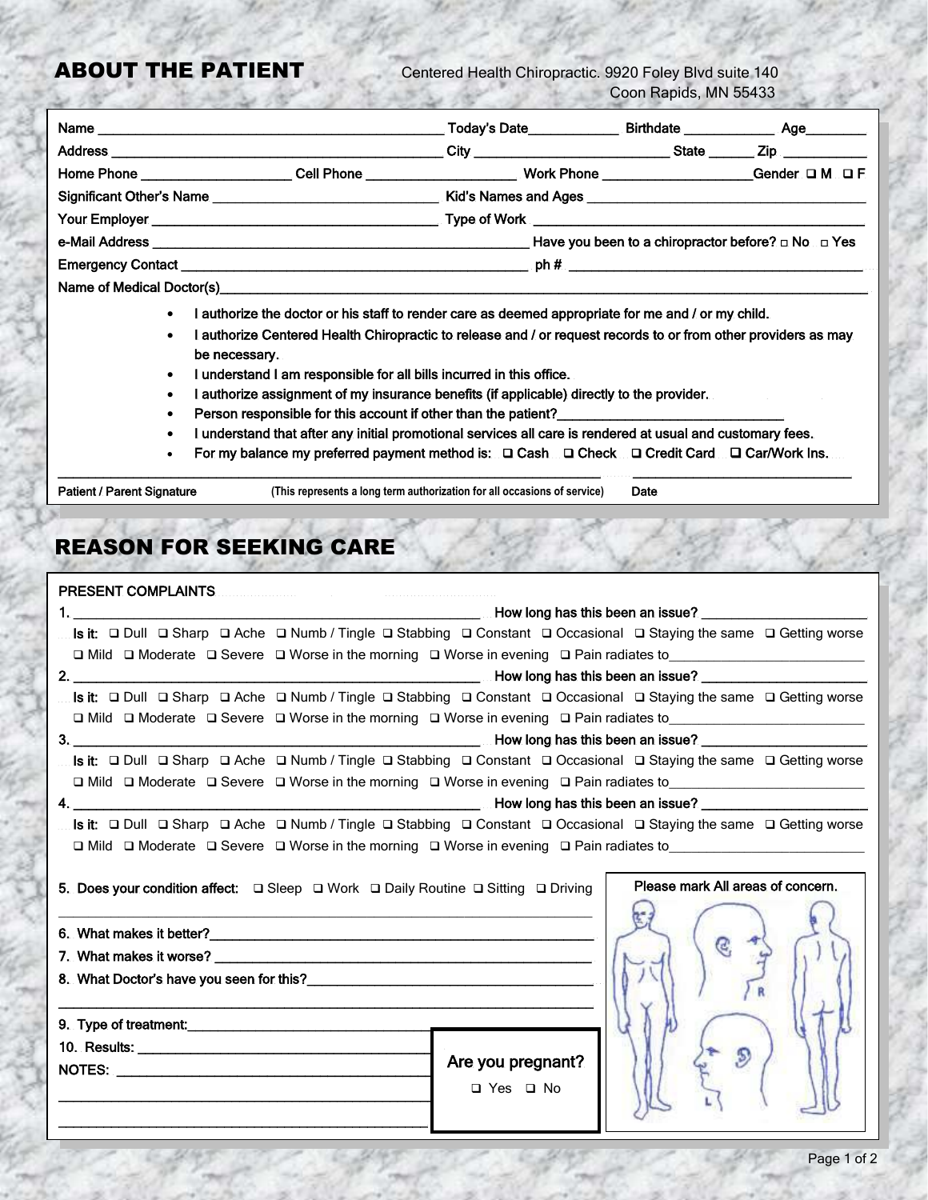## ABOUT THE PATIENT

Centered Health Chiropractic. 9920 Foley Blvd suite 140
Coon Rapids, MN 55433

Name ______________________________ Today's Date__________ Birthdate __________ Age________

Address ______________________________ City ____________________ State ______ Zip ___________

Home Phone ________________ Cell Phone ________________ Work Phone ________________ Gender ☐ M ☐ F

Significant Other's Name ________________________ Kid's Names and Ages ________________________

Your Employer ________________________ Type of Work ________________________

e-Mail Address ________________________________ Have you been to a chiropractor before? ☐ No ☐ Yes

Emergency Contact ________________________________ ph # ________________________

Name of Medical Doctor(s)________________________________________________

- I authorize the doctor or his staff to render care as deemed appropriate for me and / or my child.
- I authorize Centered Health Chiropractic to release and / or request records to or from other providers as may be necessary.
- I understand I am responsible for all bills incurred in this office.
- I authorize assignment of my insurance benefits (if applicable) directly to the provider.
- Person responsible for this account if other than the patient?________________________
- I understand that after any initial promotional services all care is rendered at usual and customary fees.
- For my balance my preferred payment method is: ☐ Cash ☐ Check ☐ Credit Card ☐ Car/Work Ins.

________________________________________________ ____________________

Patient / Parent Signature (This represents a long term authorization for all occasions of service) Date

## REASON FOR SEEKING CARE

PRESENT COMPLAINTS

1. ________________________________________ How long has this been an issue? ________________

   Is it: ☐ Dull ☐ Sharp ☐ Ache ☐ Numb / Tingle ☐ Stabbing ☐ Constant ☐ Occasional ☐ Staying the same ☐ Getting worse
   ☐ Mild ☐ Moderate ☐ Severe ☐ Worse in the morning ☐ Worse in evening ☐ Pain radiates to________________

2. ________________________________________ How long has this been an issue? ________________

   Is it: ☐ Dull ☐ Sharp ☐ Ache ☐ Numb / Tingle ☐ Stabbing ☐ Constant ☐ Occasional ☐ Staying the same ☐ Getting worse
   ☐ Mild ☐ Moderate ☐ Severe ☐ Worse in the morning ☐ Worse in evening ☐ Pain radiates to________________

3. ________________________________________ How long has this been an issue? ________________

   Is it: ☐ Dull ☐ Sharp ☐ Ache ☐ Numb / Tingle ☐ Stabbing ☐ Constant ☐ Occasional ☐ Staying the same ☐ Getting worse
   ☐ Mild ☐ Moderate ☐ Severe ☐ Worse in the morning ☐ Worse in evening ☐ Pain radiates to________________

4. ________________________________________ How long has this been an issue? ________________

   Is it: ☐ Dull ☐ Sharp ☐ Ache ☐ Numb / Tingle ☐ Stabbing ☐ Constant ☐ Occasional ☐ Staying the same ☐ Getting worse
   ☐ Mild ☐ Moderate ☐ Severe ☐ Worse in the morning ☐ Worse in evening ☐ Pain radiates to________________

5. Does your condition affect: ☐ Sleep ☐ Work ☐ Daily Routine ☐ Sitting ☐ Driving

________________________________________________

6. What makes it better?________________________________________

7. What makes it worse? ________________________________________

8. What Doctor's have you seen for this?________________________________

________________________________________________

9. Type of treatment:________________________

10. Results: ________________________

NOTES: ________________________

________________________________________________

________________________________________________

Are you pregnant?

☐ Yes ☐ No

Please mark All areas of concern.

R

L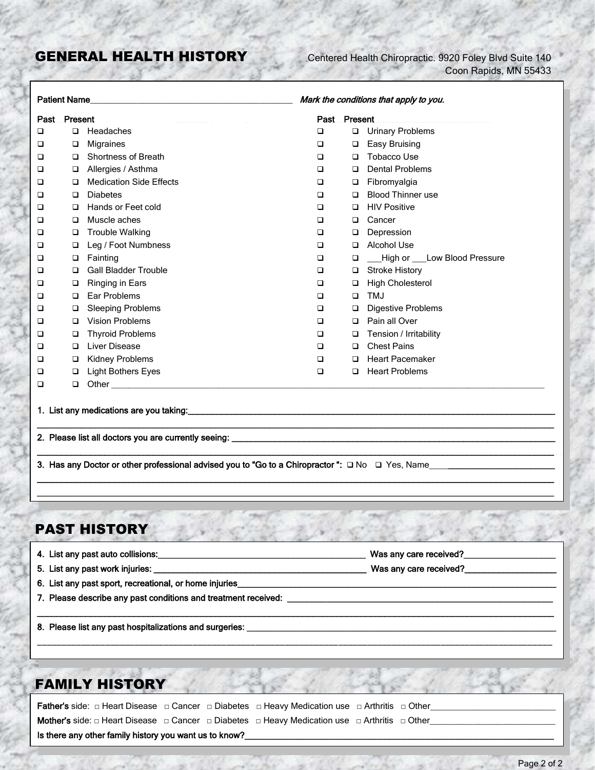## GENERAL HEALTH HISTORY

Centered Health Chiropractic. 9920 Foley Blvd Suite 140
Coon Rapids, MN 55433

Patient Name_______________________________________ *Mark the conditions that apply to you.*

| Past | Present | Condition | Past | Present | Condition |
|---|---|---|---|---|---|
| ❑ | ❑ | Headaches | ❑ | ❑ | Urinary Problems |
| ❑ | ❑ | Migraines | ❑ | ❑ | Easy Bruising |
| ❑ | ❑ | Shortness of Breath | ❑ | ❑ | Tobacco Use |
| ❑ | ❑ | Allergies / Asthma | ❑ | ❑ | Dental Problems |
| ❑ | ❑ | Medication Side Effects | ❑ | ❑ | Fibromyalgia |
| ❑ | ❑ | Diabetes | ❑ | ❑ | Blood Thinner use |
| ❑ | ❑ | Hands or Feet cold | ❑ | ❑ | HIV Positive |
| ❑ | ❑ | Muscle aches | ❑ | ❑ | Cancer |
| ❑ | ❑ | Trouble Walking | ❑ | ❑ | Depression |
| ❑ | ❑ | Leg / Foot Numbness | ❑ | ❑ | Alcohol Use |
| ❑ | ❑ | Fainting | ❑ | ❑ | ___High or ___Low Blood Pressure |
| ❑ | ❑ | Gall Bladder Trouble | ❑ | ❑ | Stroke History |
| ❑ | ❑ | Ringing in Ears | ❑ | ❑ | High Cholesterol |
| ❑ | ❑ | Ear Problems | ❑ | ❑ | TMJ |
| ❑ | ❑ | Sleeping Problems | ❑ | ❑ | Digestive Problems |
| ❑ | ❑ | Vision Problems | ❑ | ❑ | Pain all Over |
| ❑ | ❑ | Thyroid Problems | ❑ | ❑ | Tension / Irritability |
| ❑ | ❑ | Liver Disease | ❑ | ❑ | Chest Pains |
| ❑ | ❑ | Kidney Problems | ❑ | ❑ | Heart Pacemaker |
| ❑ | ❑ | Light Bothers Eyes | ❑ | ❑ | Heart Problems |
| ❑ | ❑ | Other ______________________ | | | |

1. List any medications are you taking:_______________________________________________

_______________________________________________________________________________

2. Please list all doctors you are currently seeing: ______________________________________

_______________________________________________________________________________

3. Has any Doctor or other professional advised you to "Go to a Chiropractor ": ❑ No ❑ Yes, Name______________________

_______________________________________________________________________________

_______________________________________________________________________________

## PAST HISTORY

4. List any past auto collisions:______________________________ Was any care received?______________
5. List any past work injuries: ______________________________ Was any care received?______________
6. List any past sport, recreational, or home injuries_______________________________________________
7. Please describe any past conditions and treatment received: ______________________________________

_______________________________________________________________________________

8. Please list any past hospitalizations and surgeries: ______________________________________________

_______________________________________________________________________________

## FAMILY HISTORY

**Father's** side: □ Heart Disease □ Cancer □ Diabetes □ Heavy Medication use □ Arthritis □ Other________________

**Mother's** side: □ Heart Disease □ Cancer □ Diabetes □ Heavy Medication use □ Arthritis □ Other________________

Is there any other family history you want us to know?__________________________________________